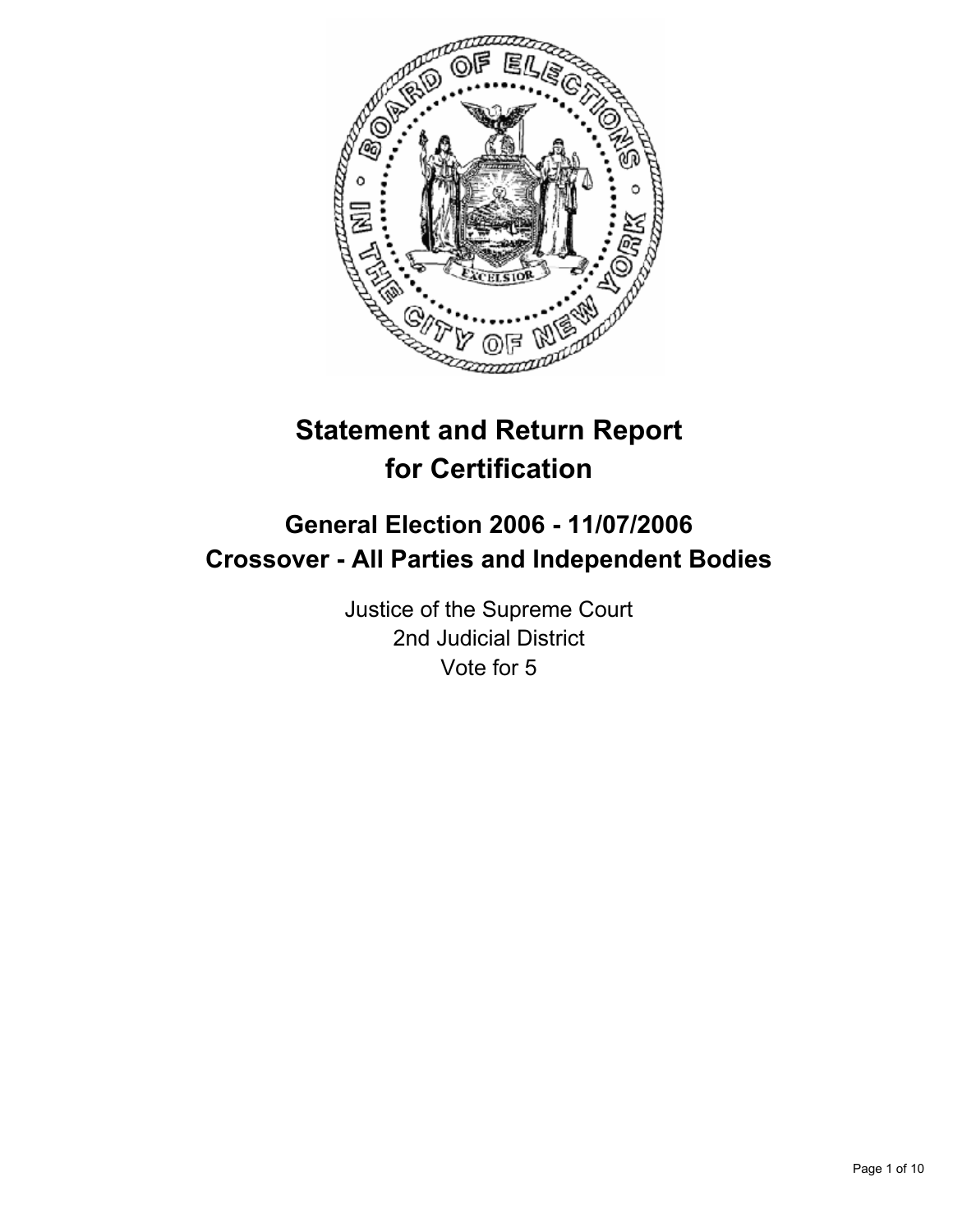# Statement and Return Report for Certification

## General Election 2006 - 11/07/2006
## Crossover - All Parties and Independent Bodies

Justice of the Supreme Court
2nd Judicial District
Vote for 5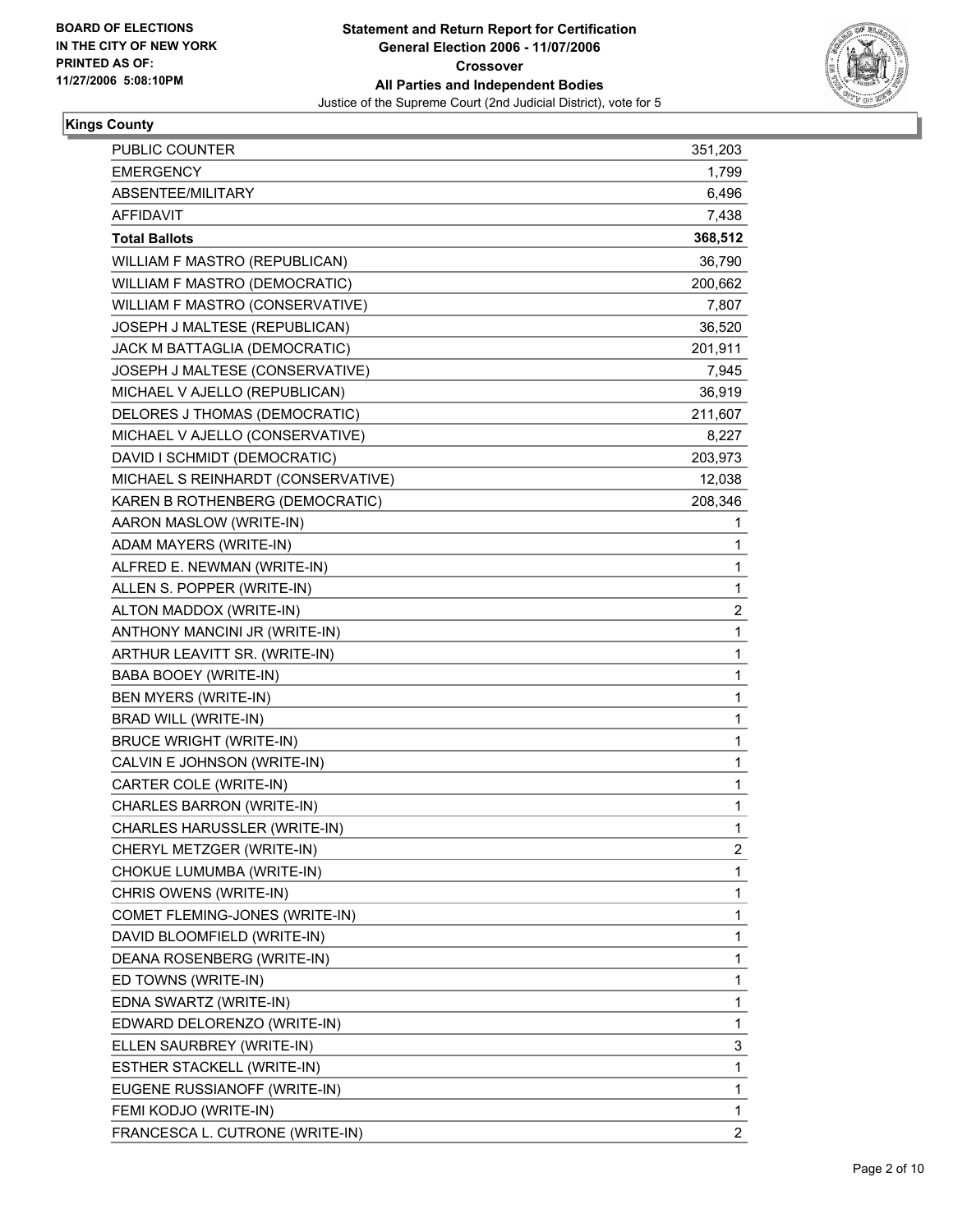BOARD OF ELECTIONS
IN THE CITY OF NEW YORK
PRINTED AS OF:
11/27/2006 5:08:10PM

# Statement and Return Report for Certification
## General Election 2006 - 11/07/2006
### Crossover
### All Parties and Independent Bodies
Justice of the Supreme Court (2nd Judicial District), vote for 5

**Kings County**

| | |
|---|---|
| PUBLIC COUNTER | 351,203 |
| EMERGENCY | 1,799 |
| ABSENTEE/MILITARY | 6,496 |
| AFFIDAVIT | 7,438 |
| **Total Ballots** | **368,512** |
| WILLIAM F MASTRO (REPUBLICAN) | 36,790 |
| WILLIAM F MASTRO (DEMOCRATIC) | 200,662 |
| WILLIAM F MASTRO (CONSERVATIVE) | 7,807 |
| JOSEPH J MALTESE (REPUBLICAN) | 36,520 |
| JACK M BATTAGLIA (DEMOCRATIC) | 201,911 |
| JOSEPH J MALTESE (CONSERVATIVE) | 7,945 |
| MICHAEL V AJELLO (REPUBLICAN) | 36,919 |
| DELORES J THOMAS (DEMOCRATIC) | 211,607 |
| MICHAEL V AJELLO (CONSERVATIVE) | 8,227 |
| DAVID I SCHMIDT (DEMOCRATIC) | 203,973 |
| MICHAEL S REINHARDT (CONSERVATIVE) | 12,038 |
| KAREN B ROTHENBERG (DEMOCRATIC) | 208,346 |
| AARON MASLOW (WRITE-IN) | 1 |
| ADAM MAYERS (WRITE-IN) | 1 |
| ALFRED E. NEWMAN (WRITE-IN) | 1 |
| ALLEN S. POPPER (WRITE-IN) | 1 |
| ALTON MADDOX (WRITE-IN) | 2 |
| ANTHONY MANCINI JR (WRITE-IN) | 1 |
| ARTHUR LEAVITT SR. (WRITE-IN) | 1 |
| BABA BOOEY (WRITE-IN) | 1 |
| BEN MYERS (WRITE-IN) | 1 |
| BRAD WILL (WRITE-IN) | 1 |
| BRUCE WRIGHT (WRITE-IN) | 1 |
| CALVIN E JOHNSON (WRITE-IN) | 1 |
| CARTER COLE (WRITE-IN) | 1 |
| CHARLES BARRON (WRITE-IN) | 1 |
| CHARLES HARUSSLER (WRITE-IN) | 1 |
| CHERYL METZGER (WRITE-IN) | 2 |
| CHOKUE LUMUMBA (WRITE-IN) | 1 |
| CHRIS OWENS (WRITE-IN) | 1 |
| COMET FLEMING-JONES (WRITE-IN) | 1 |
| DAVID BLOOMFIELD (WRITE-IN) | 1 |
| DEANA ROSENBERG (WRITE-IN) | 1 |
| ED TOWNS (WRITE-IN) | 1 |
| EDNA SWARTZ (WRITE-IN) | 1 |
| EDWARD DELORENZO (WRITE-IN) | 1 |
| ELLEN SAURBREY (WRITE-IN) | 3 |
| ESTHER STACKELL (WRITE-IN) | 1 |
| EUGENE RUSSIANOFF (WRITE-IN) | 1 |
| FEMI KODJO (WRITE-IN) | 1 |
| FRANCESCA L. CUTRONE (WRITE-IN) | 2 |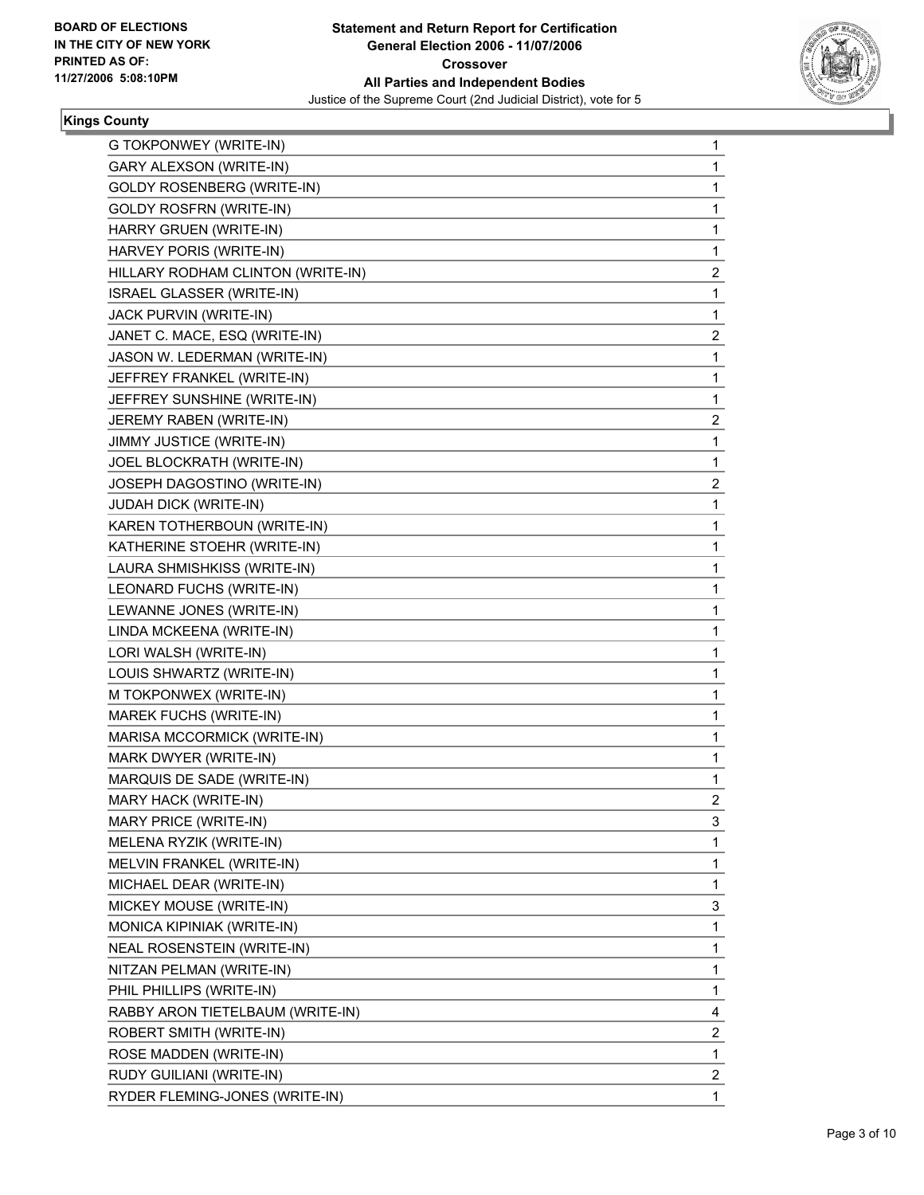**BOARD OF ELECTIONS IN THE CITY OF NEW YORK PRINTED AS OF: 11/27/2006 5:08:10PM**

**Statement and Return Report for Certification General Election 2006 - 11/07/2006 Crossover All Parties and Independent Bodies**

Justice of the Supreme Court (2nd Judicial District), vote for 5

**Kings County**

| | |
|---|---|
| G TOKPONWEY (WRITE-IN) | 1 |
| GARY ALEXSON (WRITE-IN) | 1 |
| GOLDY ROSENBERG (WRITE-IN) | 1 |
| GOLDY ROSFRN (WRITE-IN) | 1 |
| HARRY GRUEN (WRITE-IN) | 1 |
| HARVEY PORIS (WRITE-IN) | 1 |
| HILLARY RODHAM CLINTON (WRITE-IN) | 2 |
| ISRAEL GLASSER (WRITE-IN) | 1 |
| JACK PURVIN (WRITE-IN) | 1 |
| JANET C. MACE, ESQ (WRITE-IN) | 2 |
| JASON W. LEDERMAN (WRITE-IN) | 1 |
| JEFFREY FRANKEL (WRITE-IN) | 1 |
| JEFFREY SUNSHINE (WRITE-IN) | 1 |
| JEREMY RABEN (WRITE-IN) | 2 |
| JIMMY JUSTICE (WRITE-IN) | 1 |
| JOEL BLOCKRATH (WRITE-IN) | 1 |
| JOSEPH DAGOSTINO (WRITE-IN) | 2 |
| JUDAH DICK (WRITE-IN) | 1 |
| KAREN TOTHERBOUN (WRITE-IN) | 1 |
| KATHERINE STOEHR (WRITE-IN) | 1 |
| LAURA SHMISHKISS (WRITE-IN) | 1 |
| LEONARD FUCHS (WRITE-IN) | 1 |
| LEWANNE JONES (WRITE-IN) | 1 |
| LINDA MCKEENA (WRITE-IN) | 1 |
| LORI WALSH (WRITE-IN) | 1 |
| LOUIS SHWARTZ (WRITE-IN) | 1 |
| M TOKPONWEX (WRITE-IN) | 1 |
| MAREK FUCHS (WRITE-IN) | 1 |
| MARISA MCCORMICK (WRITE-IN) | 1 |
| MARK DWYER (WRITE-IN) | 1 |
| MARQUIS DE SADE (WRITE-IN) | 1 |
| MARY HACK (WRITE-IN) | 2 |
| MARY PRICE (WRITE-IN) | 3 |
| MELENA RYZIK (WRITE-IN) | 1 |
| MELVIN FRANKEL (WRITE-IN) | 1 |
| MICHAEL DEAR (WRITE-IN) | 1 |
| MICKEY MOUSE (WRITE-IN) | 3 |
| MONICA KIPINIAK (WRITE-IN) | 1 |
| NEAL ROSENSTEIN (WRITE-IN) | 1 |
| NITZAN PELMAN (WRITE-IN) | 1 |
| PHIL PHILLIPS (WRITE-IN) | 1 |
| RABBY ARON TIETELBAUM (WRITE-IN) | 4 |
| ROBERT SMITH (WRITE-IN) | 2 |
| ROSE MADDEN (WRITE-IN) | 1 |
| RUDY GUILIANI (WRITE-IN) | 2 |
| RYDER FLEMING-JONES (WRITE-IN) | 1 |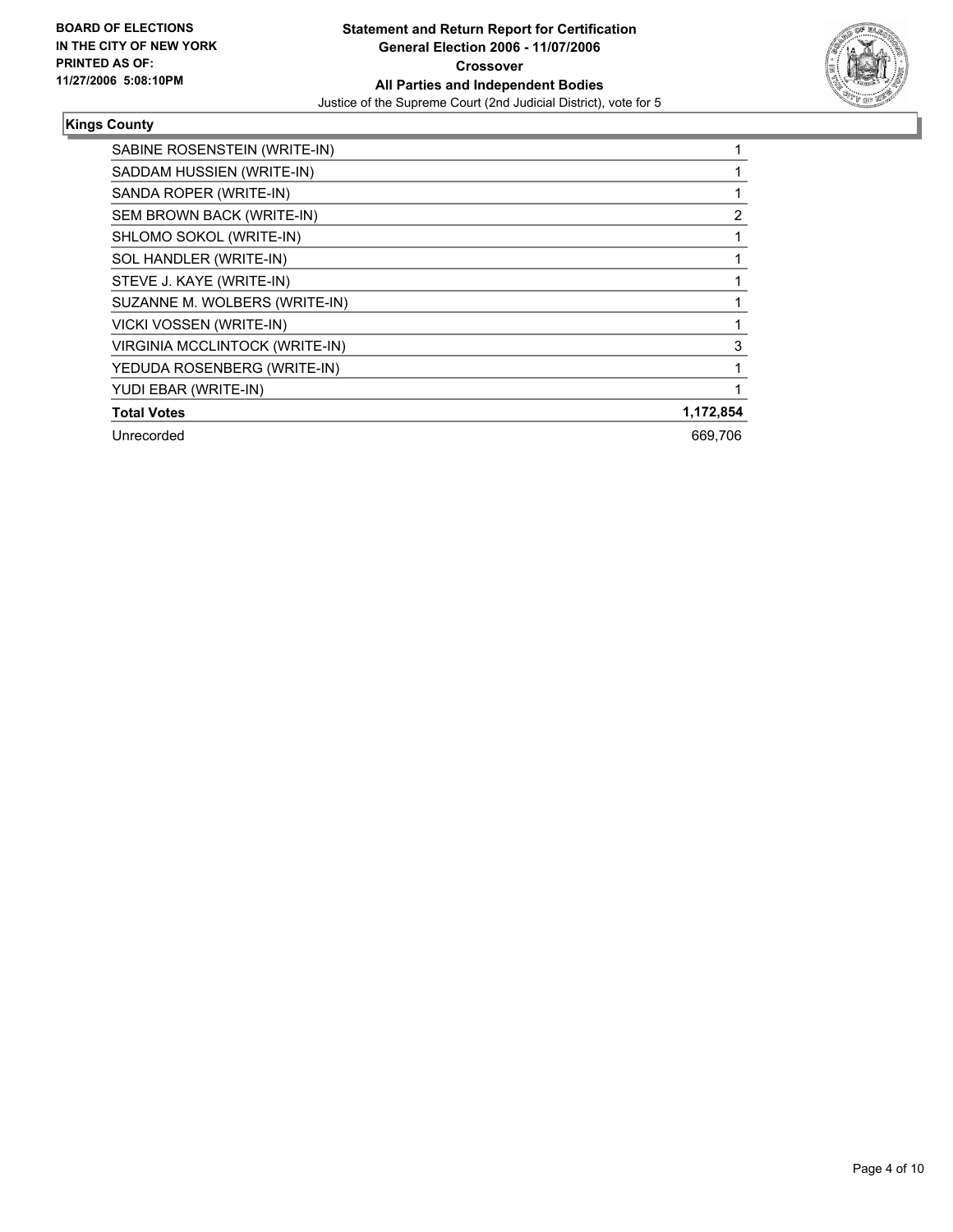**Statement and Return Report for Certification**
**General Election 2006 - 11/07/2006**
**Crossover**
**All Parties and Independent Bodies**
Justice of the Supreme Court (2nd Judicial District), vote for 5

**BOARD OF ELECTIONS IN THE CITY OF NEW YORK PRINTED AS OF: 11/27/2006 5:08:10PM**

## Kings County

| | |
|---|---|
| SABINE ROSENSTEIN (WRITE-IN) | 1 |
| SADDAM HUSSIEN (WRITE-IN) | 1 |
| SANDA ROPER (WRITE-IN) | 1 |
| SEM BROWN BACK (WRITE-IN) | 2 |
| SHLOMO SOKOL (WRITE-IN) | 1 |
| SOL HANDLER (WRITE-IN) | 1 |
| STEVE J. KAYE (WRITE-IN) | 1 |
| SUZANNE M. WOLBERS (WRITE-IN) | 1 |
| VICKI VOSSEN (WRITE-IN) | 1 |
| VIRGINIA MCCLINTOCK (WRITE-IN) | 3 |
| YEDUDA ROSENBERG (WRITE-IN) | 1 |
| YUDI EBAR (WRITE-IN) | 1 |
| **Total Votes** | **1,172,854** |
| Unrecorded | 669,706 |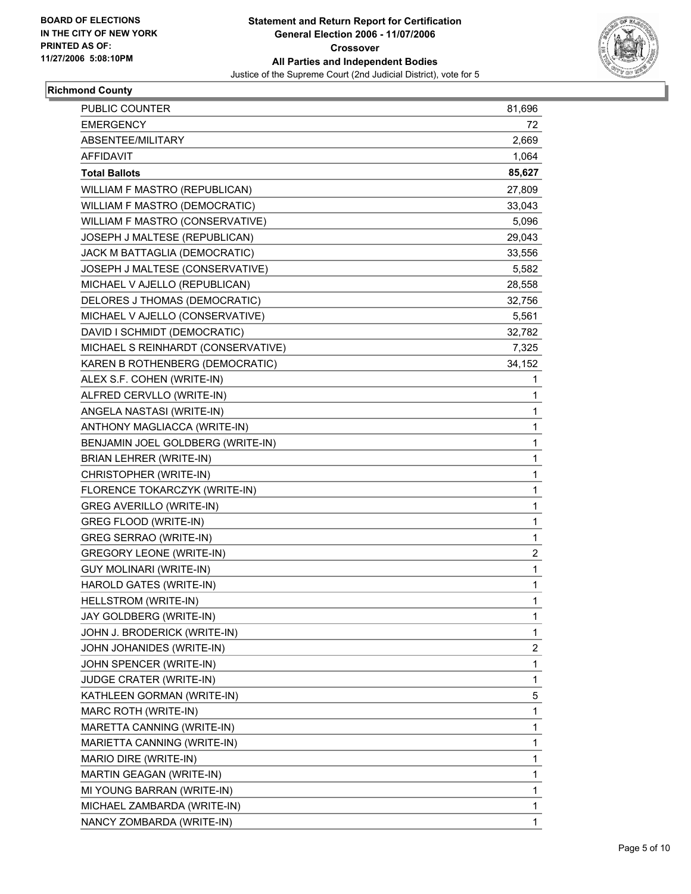**BOARD OF ELECTIONS IN THE CITY OF NEW YORK PRINTED AS OF: 11/27/2006 5:08:10PM**

**Statement and Return Report for Certification**
**General Election 2006 - 11/07/2006**
**Crossover**
**All Parties and Independent Bodies**
Justice of the Supreme Court (2nd Judicial District), vote for 5

**Richmond County**

| | |
|---|---|
| PUBLIC COUNTER | 81,696 |
| EMERGENCY | 72 |
| ABSENTEE/MILITARY | 2,669 |
| AFFIDAVIT | 1,064 |
| **Total Ballots** | **85,627** |
| WILLIAM F MASTRO (REPUBLICAN) | 27,809 |
| WILLIAM F MASTRO (DEMOCRATIC) | 33,043 |
| WILLIAM F MASTRO (CONSERVATIVE) | 5,096 |
| JOSEPH J MALTESE (REPUBLICAN) | 29,043 |
| JACK M BATTAGLIA (DEMOCRATIC) | 33,556 |
| JOSEPH J MALTESE (CONSERVATIVE) | 5,582 |
| MICHAEL V AJELLO (REPUBLICAN) | 28,558 |
| DELORES J THOMAS (DEMOCRATIC) | 32,756 |
| MICHAEL V AJELLO (CONSERVATIVE) | 5,561 |
| DAVID I SCHMIDT (DEMOCRATIC) | 32,782 |
| MICHAEL S REINHARDT (CONSERVATIVE) | 7,325 |
| KAREN B ROTHENBERG (DEMOCRATIC) | 34,152 |
| ALEX S.F. COHEN (WRITE-IN) | 1 |
| ALFRED CERVLLO (WRITE-IN) | 1 |
| ANGELA NASTASI (WRITE-IN) | 1 |
| ANTHONY MAGLIACCA (WRITE-IN) | 1 |
| BENJAMIN JOEL GOLDBERG (WRITE-IN) | 1 |
| BRIAN LEHRER (WRITE-IN) | 1 |
| CHRISTOPHER (WRITE-IN) | 1 |
| FLORENCE TOKARCZYK (WRITE-IN) | 1 |
| GREG AVERILLO (WRITE-IN) | 1 |
| GREG FLOOD (WRITE-IN) | 1 |
| GREG SERRAO (WRITE-IN) | 1 |
| GREGORY LEONE (WRITE-IN) | 2 |
| GUY MOLINARI (WRITE-IN) | 1 |
| HAROLD GATES (WRITE-IN) | 1 |
| HELLSTROM (WRITE-IN) | 1 |
| JAY GOLDBERG (WRITE-IN) | 1 |
| JOHN J. BRODERICK (WRITE-IN) | 1 |
| JOHN JOHANIDES (WRITE-IN) | 2 |
| JOHN SPENCER (WRITE-IN) | 1 |
| JUDGE CRATER (WRITE-IN) | 1 |
| KATHLEEN GORMAN (WRITE-IN) | 5 |
| MARC ROTH (WRITE-IN) | 1 |
| MARETTA CANNING (WRITE-IN) | 1 |
| MARIETTA CANNING (WRITE-IN) | 1 |
| MARIO DIRE (WRITE-IN) | 1 |
| MARTIN GEAGAN (WRITE-IN) | 1 |
| MI YOUNG BARRAN (WRITE-IN) | 1 |
| MICHAEL ZAMBARDA (WRITE-IN) | 1 |
| NANCY ZOMBARDA (WRITE-IN) | 1 |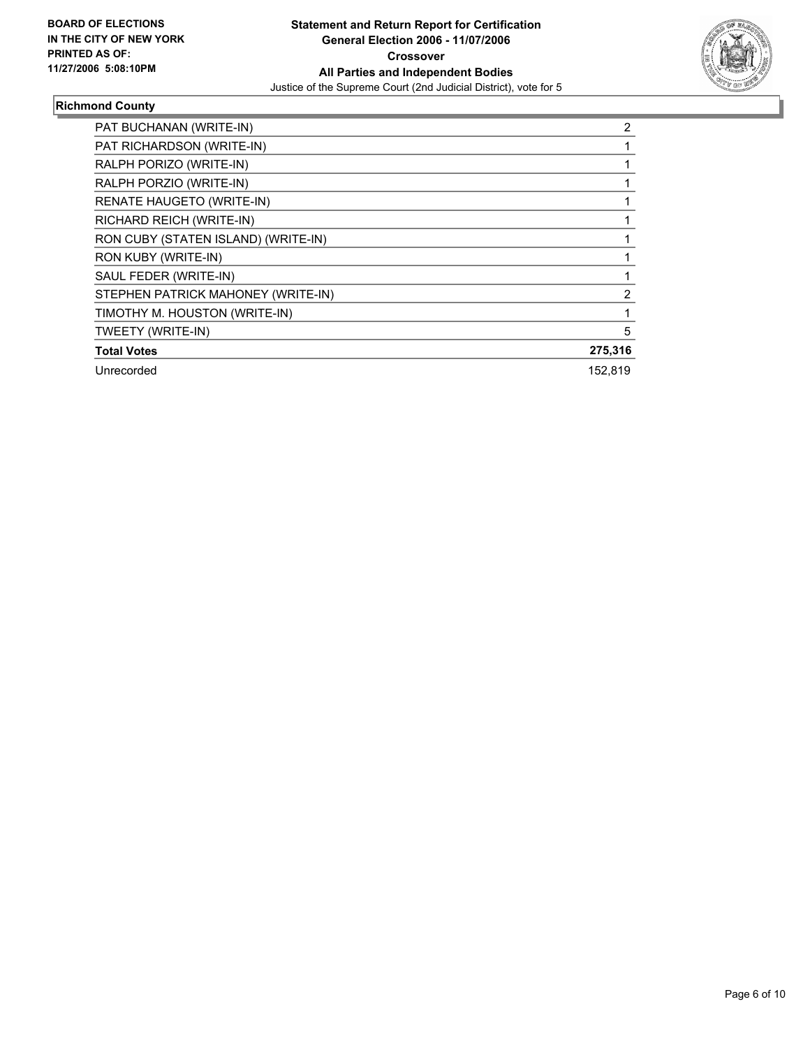**BOARD OF ELECTIONS IN THE CITY OF NEW YORK PRINTED AS OF: 11/27/2006 5:08:10PM**

**Statement and Return Report for Certification General Election 2006 - 11/07/2006 Crossover All Parties and Independent Bodies**

Justice of the Supreme Court (2nd Judicial District), vote for 5

## Richmond County

| | |
|---|---|
| PAT BUCHANAN (WRITE-IN) | 2 |
| PAT RICHARDSON (WRITE-IN) | 1 |
| RALPH PORIZO (WRITE-IN) | 1 |
| RALPH PORZIO (WRITE-IN) | 1 |
| RENATE HAUGETO (WRITE-IN) | 1 |
| RICHARD REICH (WRITE-IN) | 1 |
| RON CUBY (STATEN ISLAND) (WRITE-IN) | 1 |
| RON KUBY (WRITE-IN) | 1 |
| SAUL FEDER (WRITE-IN) | 1 |
| STEPHEN PATRICK MAHONEY (WRITE-IN) | 2 |
| TIMOTHY M. HOUSTON (WRITE-IN) | 1 |
| TWEETY (WRITE-IN) | 5 |
| **Total Votes** | **275,316** |
| Unrecorded | 152,819 |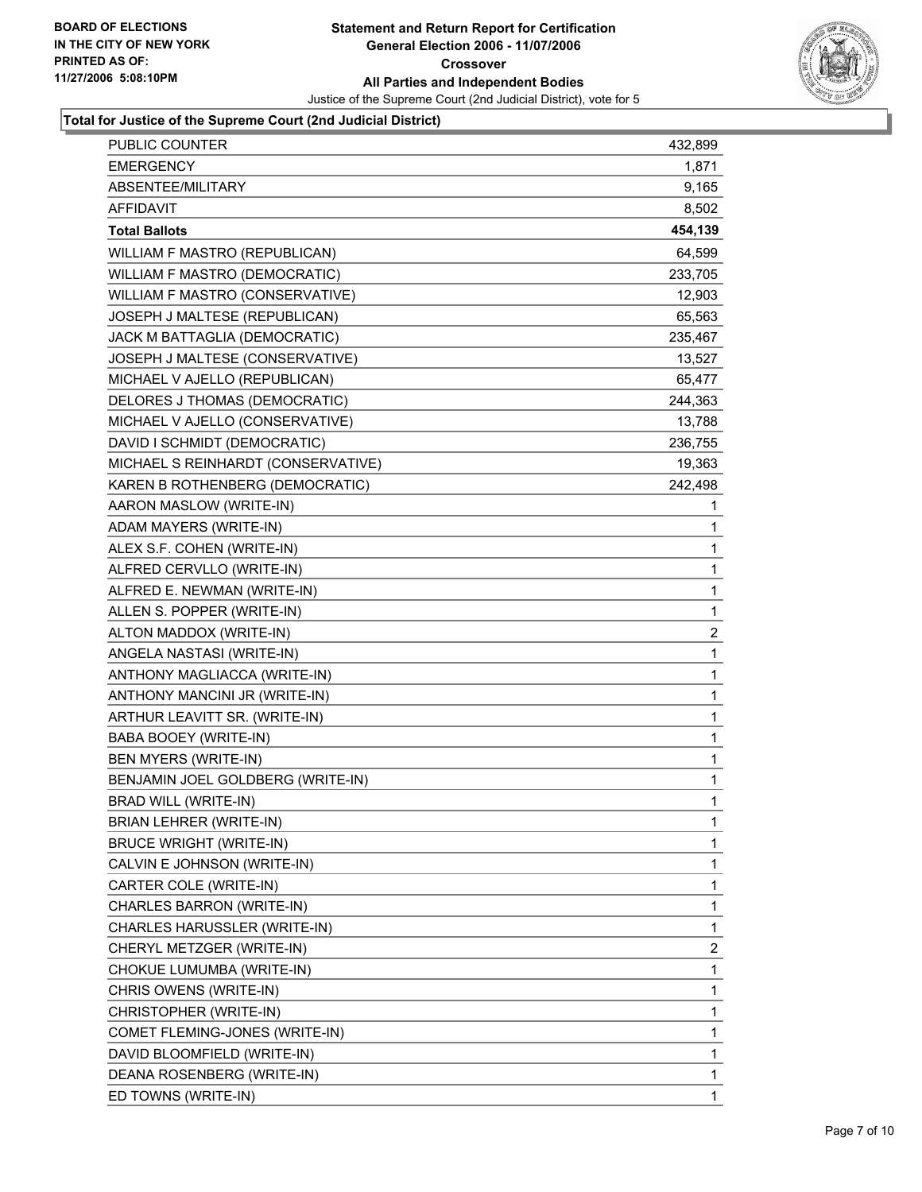**BOARD OF ELECTIONS IN THE CITY OF NEW YORK PRINTED AS OF: 11/27/2006 5:08:10PM**

**Statement and Return Report for Certification General Election 2006 - 11/07/2006 Crossover All Parties and Independent Bodies**

Justice of the Supreme Court (2nd Judicial District), vote for 5

### Total for Justice of the Supreme Court (2nd Judicial District)

| | |
|---|---|
| PUBLIC COUNTER | 432,899 |
| EMERGENCY | 1,871 |
| ABSENTEE/MILITARY | 9,165 |
| AFFIDAVIT | 8,502 |
| **Total Ballots** | **454,139** |
| WILLIAM F MASTRO (REPUBLICAN) | 64,599 |
| WILLIAM F MASTRO (DEMOCRATIC) | 233,705 |
| WILLIAM F MASTRO (CONSERVATIVE) | 12,903 |
| JOSEPH J MALTESE (REPUBLICAN) | 65,563 |
| JACK M BATTAGLIA (DEMOCRATIC) | 235,467 |
| JOSEPH J MALTESE (CONSERVATIVE) | 13,527 |
| MICHAEL V AJELLO (REPUBLICAN) | 65,477 |
| DELORES J THOMAS (DEMOCRATIC) | 244,363 |
| MICHAEL V AJELLO (CONSERVATIVE) | 13,788 |
| DAVID I SCHMIDT (DEMOCRATIC) | 236,755 |
| MICHAEL S REINHARDT (CONSERVATIVE) | 19,363 |
| KAREN B ROTHENBERG (DEMOCRATIC) | 242,498 |
| AARON MASLOW (WRITE-IN) | 1 |
| ADAM MAYERS (WRITE-IN) | 1 |
| ALEX S.F. COHEN (WRITE-IN) | 1 |
| ALFRED CERVLLO (WRITE-IN) | 1 |
| ALFRED E. NEWMAN (WRITE-IN) | 1 |
| ALLEN S. POPPER (WRITE-IN) | 1 |
| ALTON MADDOX (WRITE-IN) | 2 |
| ANGELA NASTASI (WRITE-IN) | 1 |
| ANTHONY MAGLIACCA (WRITE-IN) | 1 |
| ANTHONY MANCINI JR (WRITE-IN) | 1 |
| ARTHUR LEAVITT SR. (WRITE-IN) | 1 |
| BABA BOOEY (WRITE-IN) | 1 |
| BEN MYERS (WRITE-IN) | 1 |
| BENJAMIN JOEL GOLDBERG (WRITE-IN) | 1 |
| BRAD WILL (WRITE-IN) | 1 |
| BRIAN LEHRER (WRITE-IN) | 1 |
| BRUCE WRIGHT (WRITE-IN) | 1 |
| CALVIN E JOHNSON (WRITE-IN) | 1 |
| CARTER COLE (WRITE-IN) | 1 |
| CHARLES BARRON (WRITE-IN) | 1 |
| CHARLES HARUSSLER (WRITE-IN) | 1 |
| CHERYL METZGER (WRITE-IN) | 2 |
| CHOKUE LUMUMBA (WRITE-IN) | 1 |
| CHRIS OWENS (WRITE-IN) | 1 |
| CHRISTOPHER (WRITE-IN) | 1 |
| COMET FLEMING-JONES (WRITE-IN) | 1 |
| DAVID BLOOMFIELD (WRITE-IN) | 1 |
| DEANA ROSENBERG (WRITE-IN) | 1 |
| ED TOWNS (WRITE-IN) | 1 |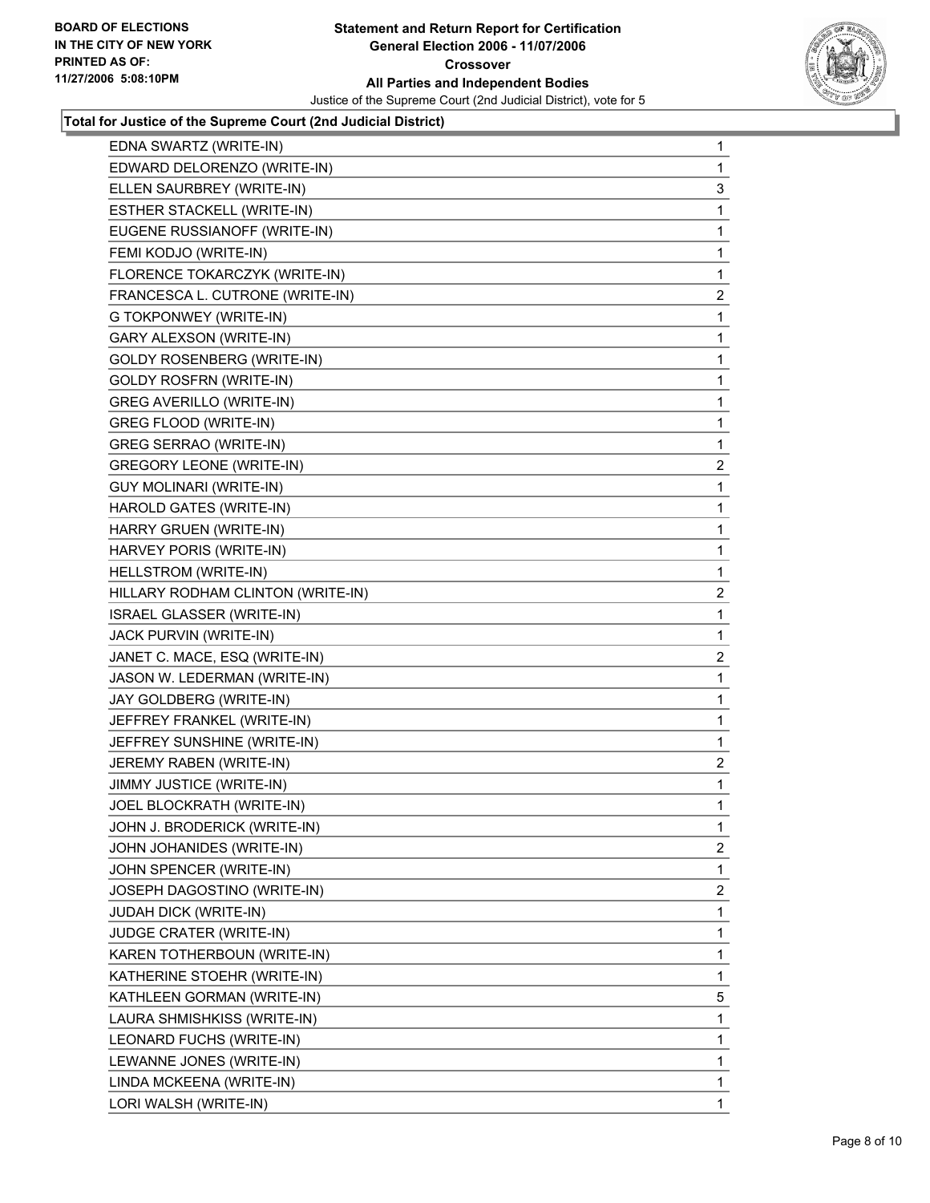**BOARD OF ELECTIONS IN THE CITY OF NEW YORK**
**PRINTED AS OF: 11/27/2006 5:08:10PM**

**Statement and Return Report for Certification**
**General Election 2006 - 11/07/2006**
**Crossover**
**All Parties and Independent Bodies**
Justice of the Supreme Court (2nd Judicial District), vote for 5

### Total for Justice of the Supreme Court (2nd Judicial District)

| Candidate | Votes |
|---|---|
| EDNA SWARTZ (WRITE-IN) | 1 |
| EDWARD DELORENZO (WRITE-IN) | 1 |
| ELLEN SAURBREY (WRITE-IN) | 3 |
| ESTHER STACKELL (WRITE-IN) | 1 |
| EUGENE RUSSIANOFF (WRITE-IN) | 1 |
| FEMI KODJO (WRITE-IN) | 1 |
| FLORENCE TOKARCZYK (WRITE-IN) | 1 |
| FRANCESCA L. CUTRONE (WRITE-IN) | 2 |
| G TOKPONWEY (WRITE-IN) | 1 |
| GARY ALEXSON (WRITE-IN) | 1 |
| GOLDY ROSENBERG (WRITE-IN) | 1 |
| GOLDY ROSFRN (WRITE-IN) | 1 |
| GREG AVERILLO (WRITE-IN) | 1 |
| GREG FLOOD (WRITE-IN) | 1 |
| GREG SERRAO (WRITE-IN) | 1 |
| GREGORY LEONE (WRITE-IN) | 2 |
| GUY MOLINARI (WRITE-IN) | 1 |
| HAROLD GATES (WRITE-IN) | 1 |
| HARRY GRUEN (WRITE-IN) | 1 |
| HARVEY PORIS (WRITE-IN) | 1 |
| HELLSTROM (WRITE-IN) | 1 |
| HILLARY RODHAM CLINTON (WRITE-IN) | 2 |
| ISRAEL GLASSER (WRITE-IN) | 1 |
| JACK PURVIN (WRITE-IN) | 1 |
| JANET C. MACE, ESQ (WRITE-IN) | 2 |
| JASON W. LEDERMAN (WRITE-IN) | 1 |
| JAY GOLDBERG (WRITE-IN) | 1 |
| JEFFREY FRANKEL (WRITE-IN) | 1 |
| JEFFREY SUNSHINE (WRITE-IN) | 1 |
| JEREMY RABEN (WRITE-IN) | 2 |
| JIMMY JUSTICE (WRITE-IN) | 1 |
| JOEL BLOCKRATH (WRITE-IN) | 1 |
| JOHN J. BRODERICK (WRITE-IN) | 1 |
| JOHN JOHANIDES (WRITE-IN) | 2 |
| JOHN SPENCER (WRITE-IN) | 1 |
| JOSEPH DAGOSTINO (WRITE-IN) | 2 |
| JUDAH DICK (WRITE-IN) | 1 |
| JUDGE CRATER (WRITE-IN) | 1 |
| KAREN TOTHERBOUN (WRITE-IN) | 1 |
| KATHERINE STOEHR (WRITE-IN) | 1 |
| KATHLEEN GORMAN (WRITE-IN) | 5 |
| LAURA SHMISHKISS (WRITE-IN) | 1 |
| LEONARD FUCHS (WRITE-IN) | 1 |
| LEWANNE JONES (WRITE-IN) | 1 |
| LINDA MCKEENA (WRITE-IN) | 1 |
| LORI WALSH (WRITE-IN) | 1 |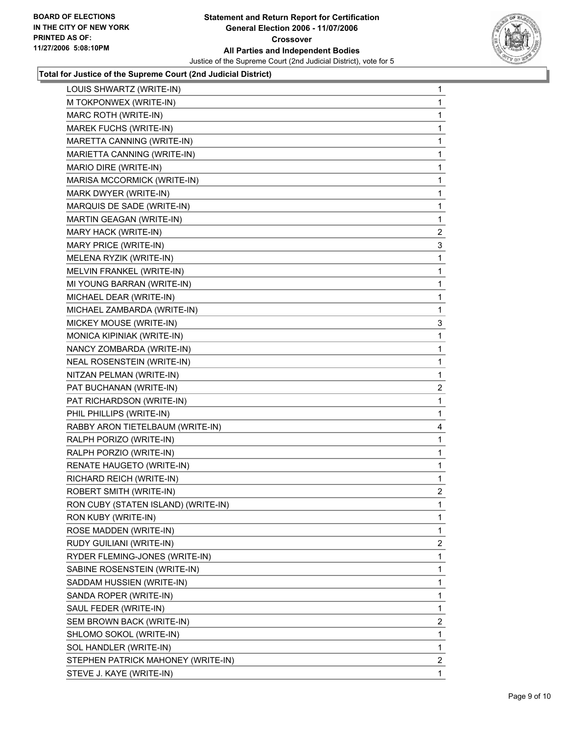**BOARD OF ELECTIONS IN THE CITY OF NEW YORK PRINTED AS OF: 11/27/2006 5:08:10PM**

# Statement and Return Report for Certification
## General Election 2006 - 11/07/2006
## Crossover
## All Parties and Independent Bodies
Justice of the Supreme Court (2nd Judicial District), vote for 5

### Total for Justice of the Supreme Court (2nd Judicial District)

| | |
|---|---|
| LOUIS SHWARTZ (WRITE-IN) | 1 |
| M TOKPONWEX (WRITE-IN) | 1 |
| MARC ROTH (WRITE-IN) | 1 |
| MAREK FUCHS (WRITE-IN) | 1 |
| MARETTA CANNING (WRITE-IN) | 1 |
| MARIETTA CANNING (WRITE-IN) | 1 |
| MARIO DIRE (WRITE-IN) | 1 |
| MARISA MCCORMICK (WRITE-IN) | 1 |
| MARK DWYER (WRITE-IN) | 1 |
| MARQUIS DE SADE (WRITE-IN) | 1 |
| MARTIN GEAGAN (WRITE-IN) | 1 |
| MARY HACK (WRITE-IN) | 2 |
| MARY PRICE (WRITE-IN) | 3 |
| MELENA RYZIK (WRITE-IN) | 1 |
| MELVIN FRANKEL (WRITE-IN) | 1 |
| MI YOUNG BARRAN (WRITE-IN) | 1 |
| MICHAEL DEAR (WRITE-IN) | 1 |
| MICHAEL ZAMBARDA (WRITE-IN) | 1 |
| MICKEY MOUSE (WRITE-IN) | 3 |
| MONICA KIPINIAK (WRITE-IN) | 1 |
| NANCY ZOMBARDA (WRITE-IN) | 1 |
| NEAL ROSENSTEIN (WRITE-IN) | 1 |
| NITZAN PELMAN (WRITE-IN) | 1 |
| PAT BUCHANAN (WRITE-IN) | 2 |
| PAT RICHARDSON (WRITE-IN) | 1 |
| PHIL PHILLIPS (WRITE-IN) | 1 |
| RABBY ARON TIETELBAUM (WRITE-IN) | 4 |
| RALPH PORIZO (WRITE-IN) | 1 |
| RALPH PORZIO (WRITE-IN) | 1 |
| RENATE HAUGETO (WRITE-IN) | 1 |
| RICHARD REICH (WRITE-IN) | 1 |
| ROBERT SMITH (WRITE-IN) | 2 |
| RON CUBY (STATEN ISLAND) (WRITE-IN) | 1 |
| RON KUBY (WRITE-IN) | 1 |
| ROSE MADDEN (WRITE-IN) | 1 |
| RUDY GUILIANI (WRITE-IN) | 2 |
| RYDER FLEMING-JONES (WRITE-IN) | 1 |
| SABINE ROSENSTEIN (WRITE-IN) | 1 |
| SADDAM HUSSIEN (WRITE-IN) | 1 |
| SANDA ROPER (WRITE-IN) | 1 |
| SAUL FEDER (WRITE-IN) | 1 |
| SEM BROWN BACK (WRITE-IN) | 2 |
| SHLOMO SOKOL (WRITE-IN) | 1 |
| SOL HANDLER (WRITE-IN) | 1 |
| STEPHEN PATRICK MAHONEY (WRITE-IN) | 2 |
| STEVE J. KAYE (WRITE-IN) | 1 |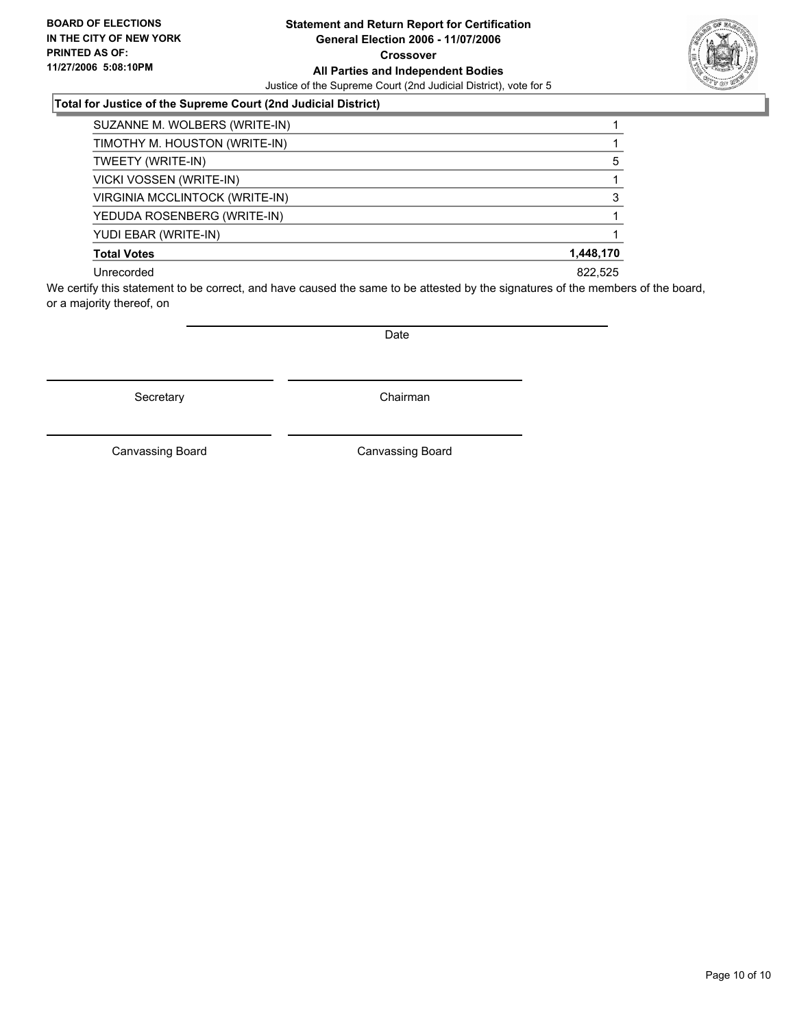**BOARD OF ELECTIONS IN THE CITY OF NEW YORK PRINTED AS OF: 11/27/2006 5:08:10PM**

**Statement and Return Report for Certification**
**General Election 2006 - 11/07/2006**
**Crossover**
**All Parties and Independent Bodies**
Justice of the Supreme Court (2nd Judicial District), vote for 5

### Total for Justice of the Supreme Court (2nd Judicial District)

| | |
|---|---|
| SUZANNE M. WOLBERS (WRITE-IN) | 1 |
| TIMOTHY M. HOUSTON (WRITE-IN) | 1 |
| TWEETY (WRITE-IN) | 5 |
| VICKI VOSSEN (WRITE-IN) | 1 |
| VIRGINIA MCCLINTOCK (WRITE-IN) | 3 |
| YEDUDA ROSENBERG (WRITE-IN) | 1 |
| YUDI EBAR (WRITE-IN) | 1 |
| **Total Votes** | **1,448,170** |
| Unrecorded | 822,525 |

We certify this statement to be correct, and have caused the same to be attested by the signatures of the members of the board, or a majority thereof, on

Date

Secretary

Chairman

Canvassing Board

Canvassing Board